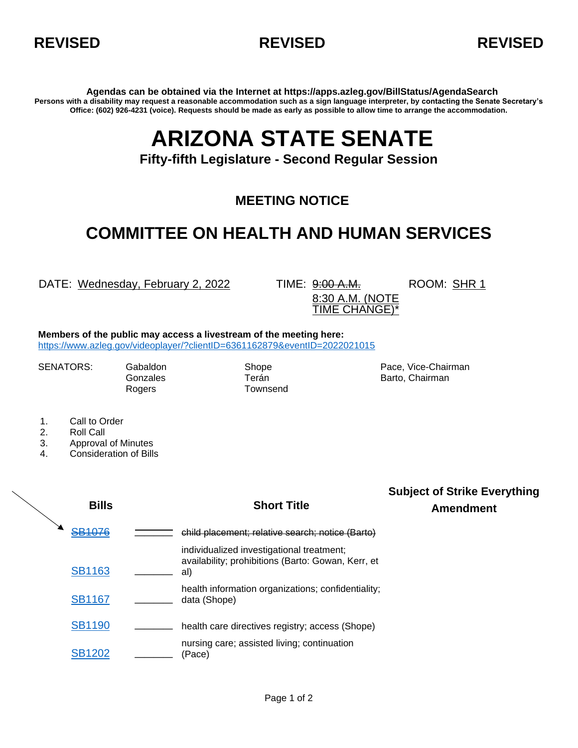**REVISED** **REVISED** **REVISED**

**Agendas can be obtained via the Internet at https://apps.azleg.gov/BillStatus/AgendaSearch**

**Persons with a disability may request a reasonable accommodation such as a sign language interpreter, by contacting the Senate Secretary's Office: (602) 926-4231 (voice). Requests should be made as early as possible to allow time to arrange the accommodation.**

# ARIZONA STATE SENATE

### Fifty-fifth Legislature - Second Regular Session

### MEETING NOTICE

## COMMITTEE ON HEALTH AND HUMAN SERVICES

DATE: Wednesday, February 2, 2022

TIME: ~~9:00 A.M.~~ 8:30 A.M. (NOTE TIME CHANGE)*

ROOM: SHR 1

**Members of the public may access a livestream of the meeting here:**
https://www.azleg.gov/videoplayer/?clientID=6361162879&eventID=2022021015

SENATORS: Gabaldon, Gonzales, Rogers, Shope, Terán, Townsend, Pace, Vice-Chairman, Barto, Chairman

1. Call to Order
2. Roll Call
3. Approval of Minutes
4. Consideration of Bills

| Bills | | Short Title | Subject of Strike Everything Amendment |
|---|---|---|---|
| ~~SB1076~~ | | ~~child placement; relative search; notice (Barto)~~ | |
| SB1163 | ______ | individualized investigational treatment; availability; prohibitions (Barto: Gowan, Kerr, et al) | |
| SB1167 | ______ | health information organizations; confidentiality; data (Shope) | |
| SB1190 | ______ | health care directives registry; access (Shope) | |
| SB1202 | ______ | nursing care; assisted living; continuation (Pace) | |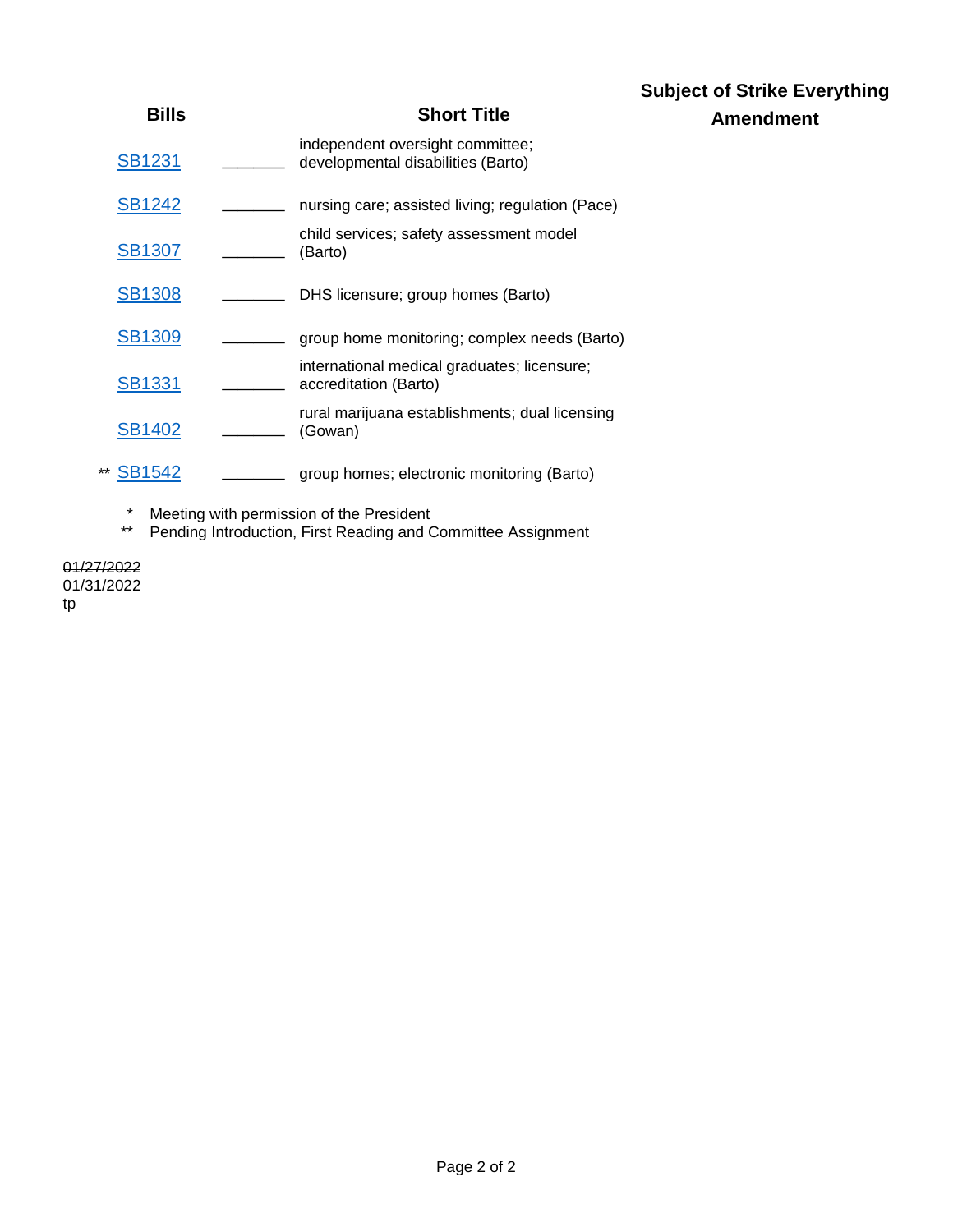| Bills | | Short Title | Subject of Strike Everything Amendment |
|---|---|---|---|
| SB1231 | _______ | independent oversight committee; developmental disabilities (Barto) | |
| SB1242 | _______ | nursing care; assisted living; regulation (Pace) | |
| SB1307 | _______ | child services; safety assessment model (Barto) | |
| SB1308 | _______ | DHS licensure; group homes (Barto) | |
| SB1309 | _______ | group home monitoring; complex needs (Barto) | |
| SB1331 | _______ | international medical graduates; licensure; accreditation (Barto) | |
| SB1402 | _______ | rural marijuana establishments; dual licensing (Gowan) | |
| ** SB1542 | _______ | group homes; electronic monitoring (Barto) | |

\* Meeting with permission of the President
** Pending Introduction, First Reading and Committee Assignment

~~01/27/2022~~
01/31/2022
tp